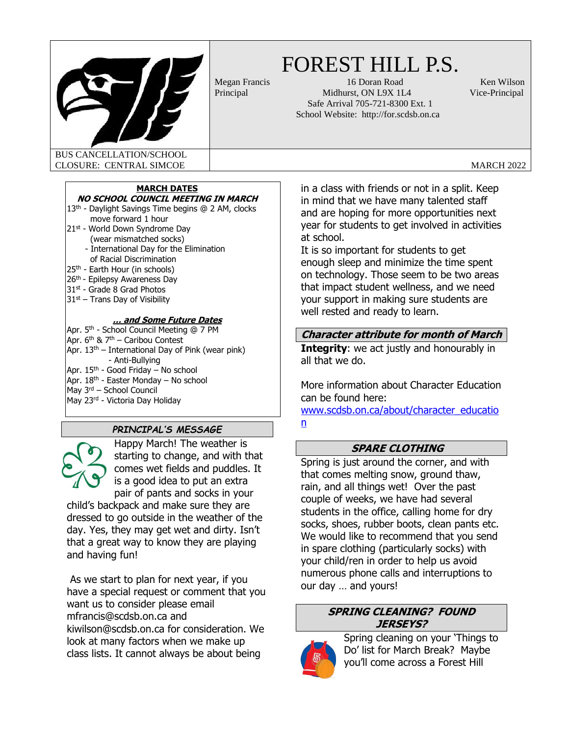# FOREST HILL P.S.

Megan Francis
Principal

16 Doran Road
Midhurst, ON L9X 1L4
Safe Arrival 705-721-8300 Ext. 1
School Website: http://for.scdsb.on.ca

Ken Wilson
Vice-Principal

BUS CANCELLATION/SCHOOL CLOSURE: CENTRAL SIMCOE

MARCH 2022

## MARCH DATES

***NO SCHOOL COUNCIL MEETING IN MARCH***

13th - Daylight Savings Time begins @ 2 AM, clocks move forward 1 hour
21st - World Down Syndrome Day (wear mismatched socks)
- International Day for the Elimination of Racial Discrimination

25th - Earth Hour (in schools)
26th - Epilepsy Awareness Day
31st - Grade 8 Grad Photos
31st – Trans Day of Visibility

***… and Some Future Dates***

Apr. 5th - School Council Meeting @ 7 PM
Apr. 6th & 7th – Caribou Contest
Apr. 13th – International Day of Pink (wear pink)
- Anti-Bullying

Apr. 15th - Good Friday – No school
Apr. 18th - Easter Monday – No school
May 3rd – School Council
May 23rd - Victoria Day Holiday

## PRINCIPAL'S MESSAGE

Happy March! The weather is starting to change, and with that comes wet fields and puddles. It is a good idea to put an extra pair of pants and socks in your child's backpack and make sure they are dressed to go outside in the weather of the day. Yes, they may get wet and dirty. Isn't that a great way to know they are playing and having fun!

As we start to plan for next year, if you have a special request or comment that you want us to consider please email mfrancis@scdsb.on.ca and kiwilson@scdsb.on.ca for consideration. We look at many factors when we make up class lists. It cannot always be about being in a class with friends or not in a split. Keep in mind that we have many talented staff and are hoping for more opportunities next year for students to get involved in activities at school.

It is so important for students to get enough sleep and minimize the time spent on technology. Those seem to be two areas that impact student wellness, and we need your support in making sure students are well rested and ready to learn.

## Character attribute for month of March

**Integrity**: we act justly and honourably in all that we do.

More information about Character Education can be found here:
www.scdsb.on.ca/about/character_education

## SPARE CLOTHING

Spring is just around the corner, and with that comes melting snow, ground thaw, rain, and all things wet! Over the past couple of weeks, we have had several students in the office, calling home for dry socks, shoes, rubber boots, clean pants etc. We would like to recommend that you send in spare clothing (particularly socks) with your child/ren in order to help us avoid numerous phone calls and interruptions to our day … and yours!

## SPRING CLEANING? FOUND JERSEYS?

Spring cleaning on your 'Things to Do' list for March Break? Maybe you'll come across a Forest Hill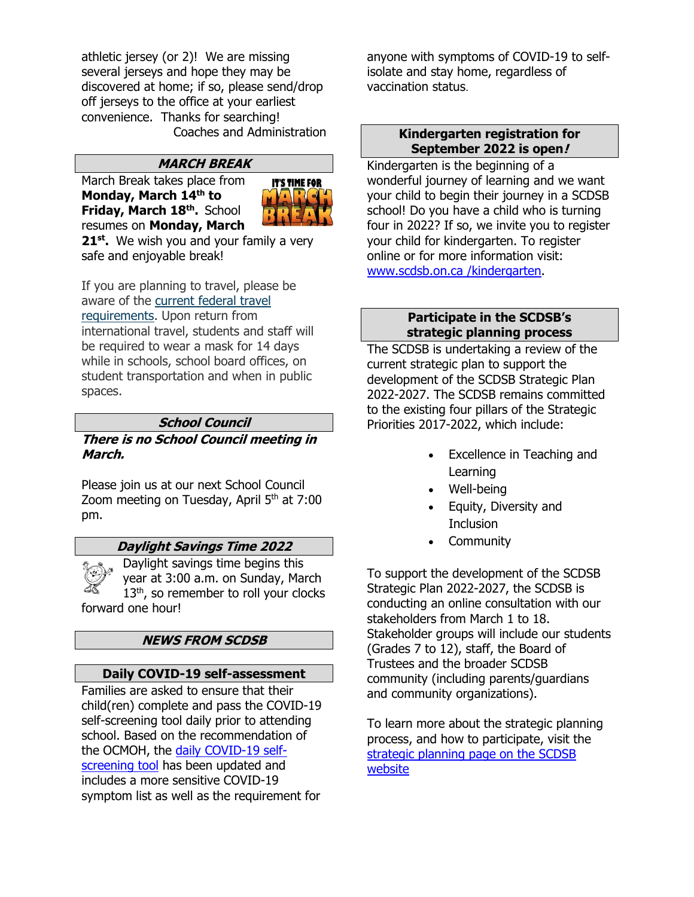athletic jersey (or 2)! We are missing several jerseys and hope they may be discovered at home; if so, please send/drop off jerseys to the office at your earliest convenience. Thanks for searching!

Coaches and Administration

## *MARCH BREAK*

March Break takes place from **Monday, March 14th to Friday, March 18th.** School resumes on **Monday, March 21st.** We wish you and your family a very safe and enjoyable break!

If you are planning to travel, please be aware of the current federal travel requirements. Upon return from international travel, students and staff will be required to wear a mask for 14 days while in schools, school board offices, on student transportation and when in public spaces.

## *School Council*

***There is no School Council meeting in March.***

Please join us at our next School Council Zoom meeting on Tuesday, April 5th at 7:00 pm.

## *Daylight Savings Time 2022*

Daylight savings time begins this year at 3:00 a.m. on Sunday, March 13th, so remember to roll your clocks forward one hour!

## *NEWS FROM SCDSB*

## Daily COVID-19 self-assessment

Families are asked to ensure that their child(ren) complete and pass the COVID-19 self-screening tool daily prior to attending school. Based on the recommendation of the OCMOH, the daily COVID-19 self-screening tool has been updated and includes a more sensitive COVID-19 symptom list as well as the requirement for anyone with symptoms of COVID-19 to self-isolate and stay home, regardless of vaccination status.

## Kindergarten registration for September 2022 is open!

Kindergarten is the beginning of a wonderful journey of learning and we want your child to begin their journey in a SCDSB school! Do you have a child who is turning four in 2022? If so, we invite you to register your child for kindergarten. To register online or for more information visit: www.scdsb.on.ca /kindergarten.

## Participate in the SCDSB's strategic planning process

The SCDSB is undertaking a review of the current strategic plan to support the development of the SCDSB Strategic Plan 2022-2027. The SCDSB remains committed to the existing four pillars of the Strategic Priorities 2017-2022, which include:

- Excellence in Teaching and Learning
- Well-being
- Equity, Diversity and Inclusion
- Community

To support the development of the SCDSB Strategic Plan 2022-2027, the SCDSB is conducting an online consultation with our stakeholders from March 1 to 18. Stakeholder groups will include our students (Grades 7 to 12), staff, the Board of Trustees and the broader SCDSB community (including parents/guardians and community organizations).

To learn more about the strategic planning process, and how to participate, visit the strategic planning page on the SCDSB website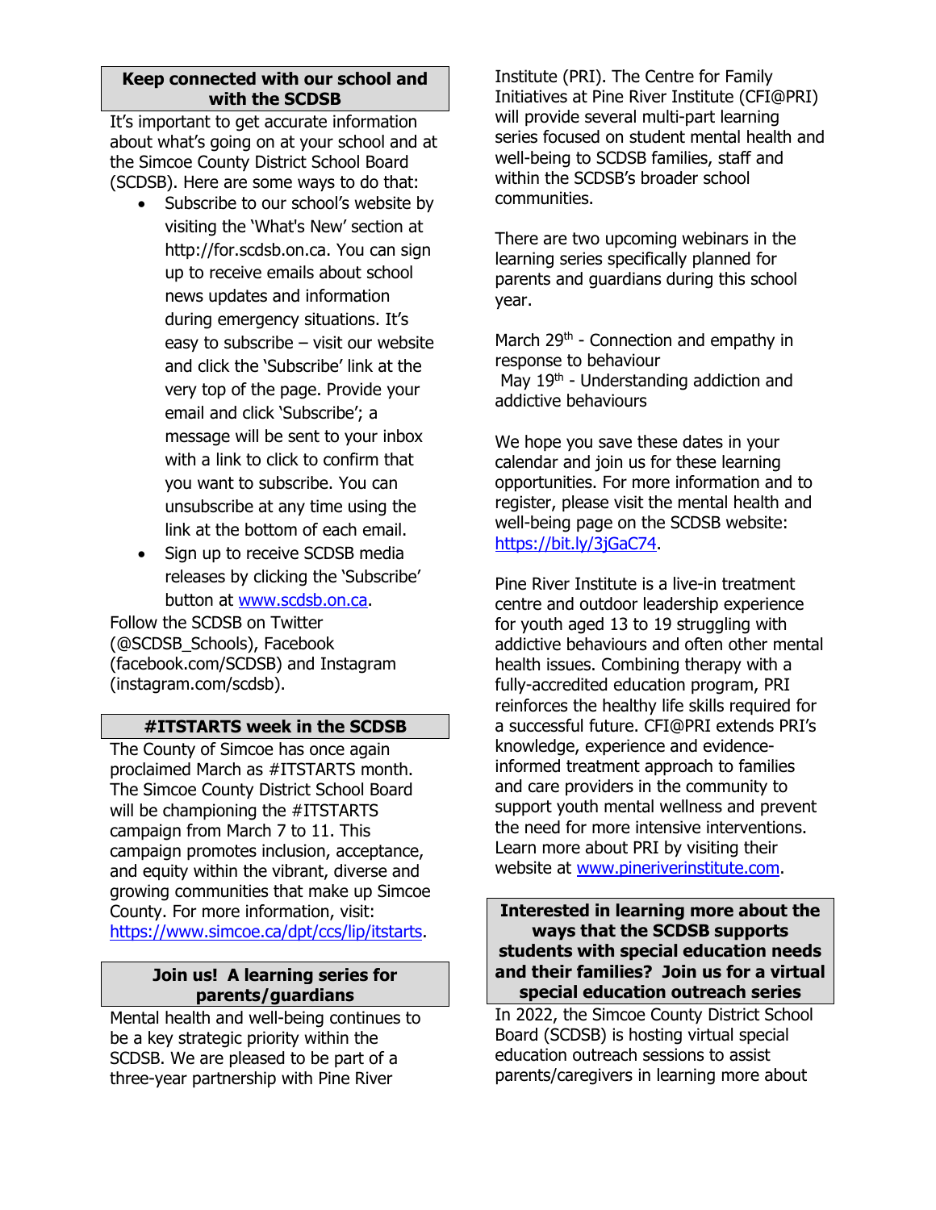## Keep connected with our school and with the SCDSB

It's important to get accurate information about what's going on at your school and at the Simcoe County District School Board (SCDSB). Here are some ways to do that:

- Subscribe to our school's website by visiting the 'What's New' section at http://for.scdsb.on.ca. You can sign up to receive emails about school news updates and information during emergency situations. It's easy to subscribe – visit our website and click the 'Subscribe' link at the very top of the page. Provide your email and click 'Subscribe'; a message will be sent to your inbox with a link to click to confirm that you want to subscribe. You can unsubscribe at any time using the link at the bottom of each email.
- Sign up to receive SCDSB media releases by clicking the 'Subscribe' button at www.scdsb.on.ca.

Follow the SCDSB on Twitter (@SCDSB_Schools), Facebook (facebook.com/SCDSB) and Instagram (instagram.com/scdsb).

## #ITSTARTS week in the SCDSB

The County of Simcoe has once again proclaimed March as #ITSTARTS month. The Simcoe County District School Board will be championing the #ITSTARTS campaign from March 7 to 11. This campaign promotes inclusion, acceptance, and equity within the vibrant, diverse and growing communities that make up Simcoe County. For more information, visit: https://www.simcoe.ca/dpt/ccs/lip/itstarts.

## Join us! A learning series for parents/guardians

Mental health and well-being continues to be a key strategic priority within the SCDSB. We are pleased to be part of a three-year partnership with Pine River Institute (PRI). The Centre for Family Initiatives at Pine River Institute (CFI@PRI) will provide several multi-part learning series focused on student mental health and well-being to SCDSB families, staff and within the SCDSB's broader school communities.

There are two upcoming webinars in the learning series specifically planned for parents and guardians during this school year.

March 29th - Connection and empathy in response to behaviour
May 19th - Understanding addiction and addictive behaviours

We hope you save these dates in your calendar and join us for these learning opportunities. For more information and to register, please visit the mental health and well-being page on the SCDSB website: https://bit.ly/3jGaC74.

Pine River Institute is a live-in treatment centre and outdoor leadership experience for youth aged 13 to 19 struggling with addictive behaviours and often other mental health issues. Combining therapy with a fully-accredited education program, PRI reinforces the healthy life skills required for a successful future. CFI@PRI extends PRI's knowledge, experience and evidence-informed treatment approach to families and care providers in the community to support youth mental wellness and prevent the need for more intensive interventions. Learn more about PRI by visiting their website at www.pineriverinstitute.com.

## Interested in learning more about the ways that the SCDSB supports students with special education needs and their families? Join us for a virtual special education outreach series

In 2022, the Simcoe County District School Board (SCDSB) is hosting virtual special education outreach sessions to assist parents/caregivers in learning more about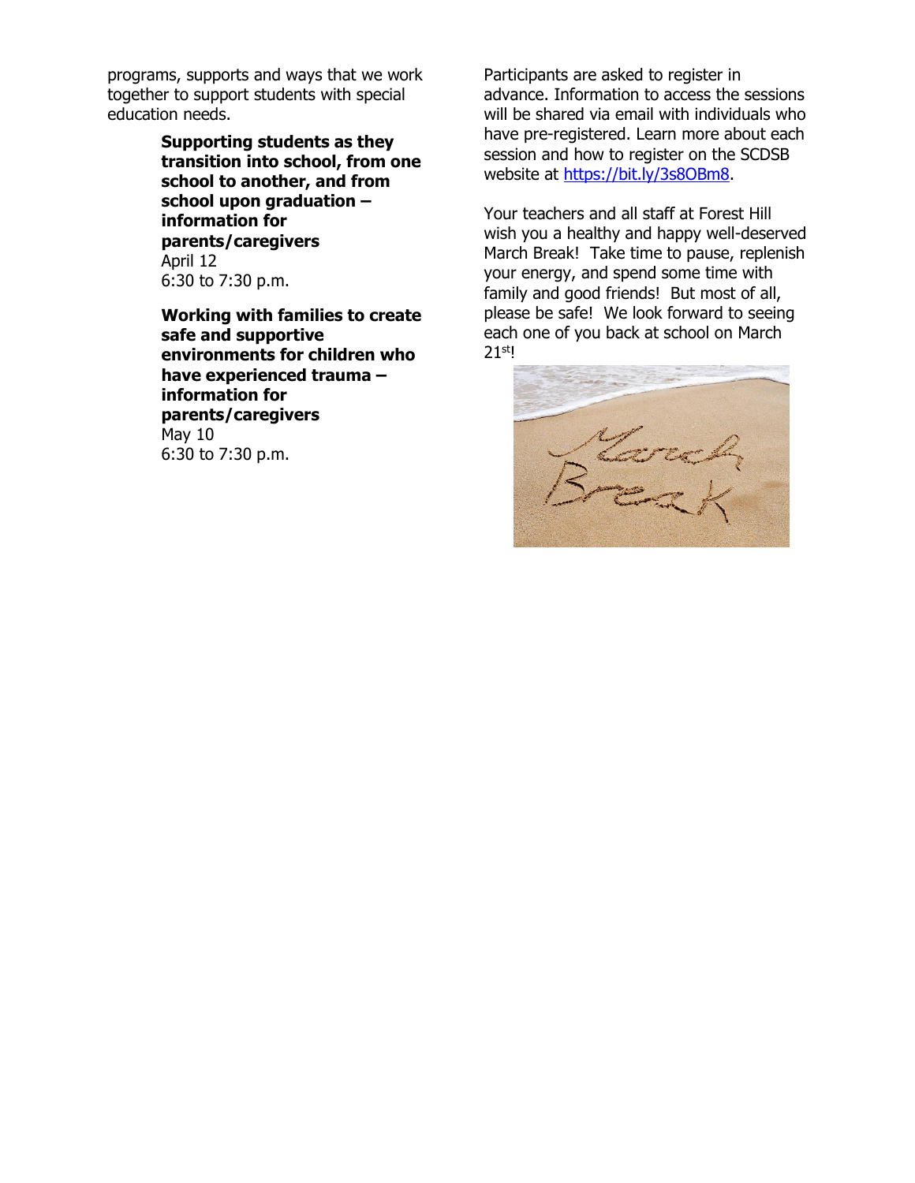programs, supports and ways that we work together to support students with special education needs.

**Supporting students as they transition into school, from one school to another, and from school upon graduation – information for parents/caregivers**
April 12
6:30 to 7:30 p.m.

**Working with families to create safe and supportive environments for children who have experienced trauma – information for parents/caregivers**
May 10
6:30 to 7:30 p.m.

Participants are asked to register in advance. Information to access the sessions will be shared via email with individuals who have pre-registered. Learn more about each session and how to register on the SCDSB website at https://bit.ly/3s8OBm8.

Your teachers and all staff at Forest Hill wish you a healthy and happy well-deserved March Break! Take time to pause, replenish your energy, and spend some time with family and good friends! But most of all, please be safe! We look forward to seeing each one of you back at school on March 21st!